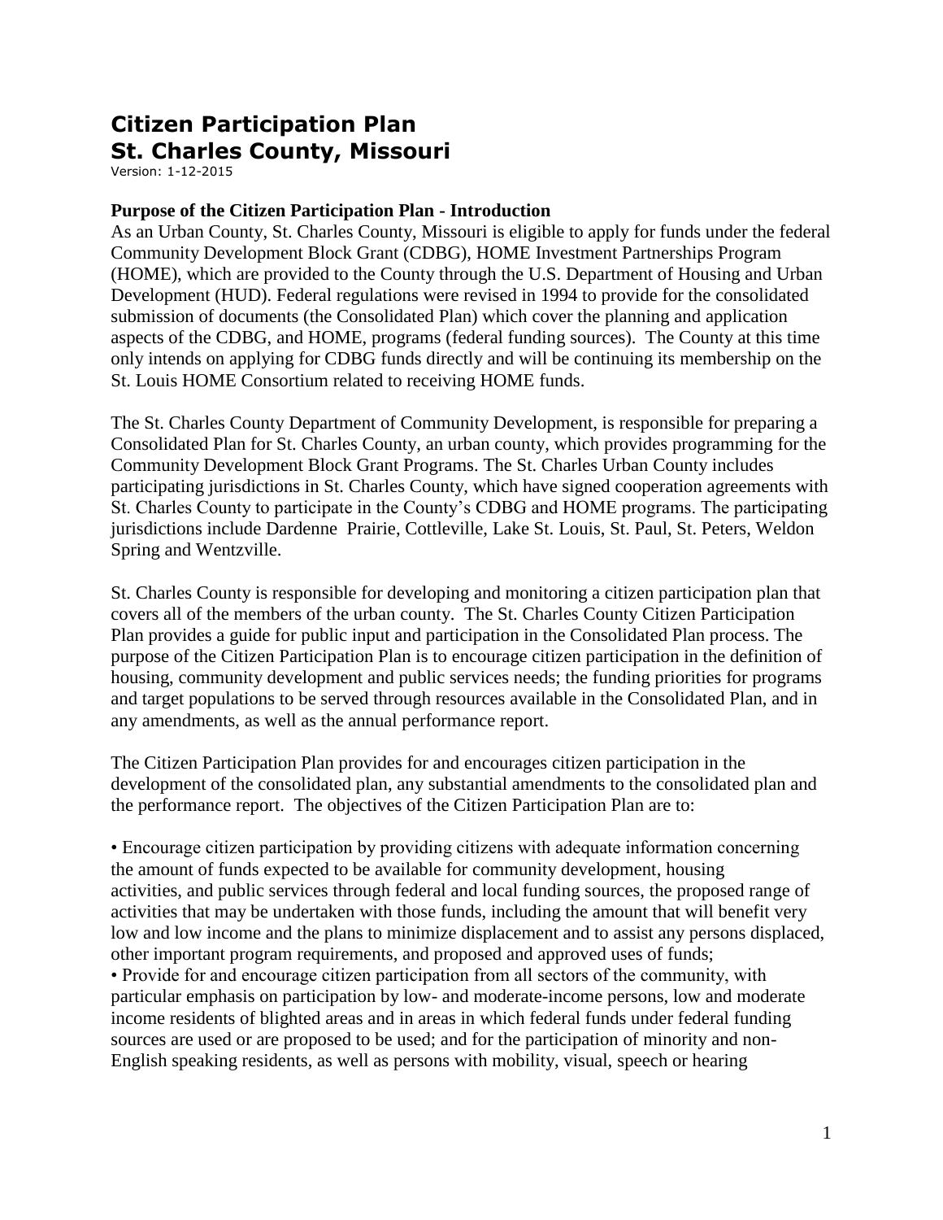# Citizen Participation Plan
# St. Charles County, Missouri

Version: 1-12-2015

### Purpose of the Citizen Participation Plan - Introduction

As an Urban County, St. Charles County, Missouri is eligible to apply for funds under the federal Community Development Block Grant (CDBG), HOME Investment Partnerships Program (HOME), which are provided to the County through the U.S. Department of Housing and Urban Development (HUD). Federal regulations were revised in 1994 to provide for the consolidated submission of documents (the Consolidated Plan) which cover the planning and application aspects of the CDBG, and HOME, programs (federal funding sources). The County at this time only intends on applying for CDBG funds directly and will be continuing its membership on the St. Louis HOME Consortium related to receiving HOME funds.

The St. Charles County Department of Community Development, is responsible for preparing a Consolidated Plan for St. Charles County, an urban county, which provides programming for the Community Development Block Grant Programs. The St. Charles Urban County includes participating jurisdictions in St. Charles County, which have signed cooperation agreements with St. Charles County to participate in the County's CDBG and HOME programs. The participating jurisdictions include Dardenne Prairie, Cottleville, Lake St. Louis, St. Paul, St. Peters, Weldon Spring and Wentzville.

St. Charles County is responsible for developing and monitoring a citizen participation plan that covers all of the members of the urban county. The St. Charles County Citizen Participation Plan provides a guide for public input and participation in the Consolidated Plan process. The purpose of the Citizen Participation Plan is to encourage citizen participation in the definition of housing, community development and public services needs; the funding priorities for programs and target populations to be served through resources available in the Consolidated Plan, and in any amendments, as well as the annual performance report.

The Citizen Participation Plan provides for and encourages citizen participation in the development of the consolidated plan, any substantial amendments to the consolidated plan and the performance report. The objectives of the Citizen Participation Plan are to:

- Encourage citizen participation by providing citizens with adequate information concerning the amount of funds expected to be available for community development, housing activities, and public services through federal and local funding sources, the proposed range of activities that may be undertaken with those funds, including the amount that will benefit very low and low income and the plans to minimize displacement and to assist any persons displaced, other important program requirements, and proposed and approved uses of funds;
- Provide for and encourage citizen participation from all sectors of the community, with particular emphasis on participation by low- and moderate-income persons, low and moderate income residents of blighted areas and in areas in which federal funds under federal funding sources are used or are proposed to be used; and for the participation of minority and non-English speaking residents, as well as persons with mobility, visual, speech or hearing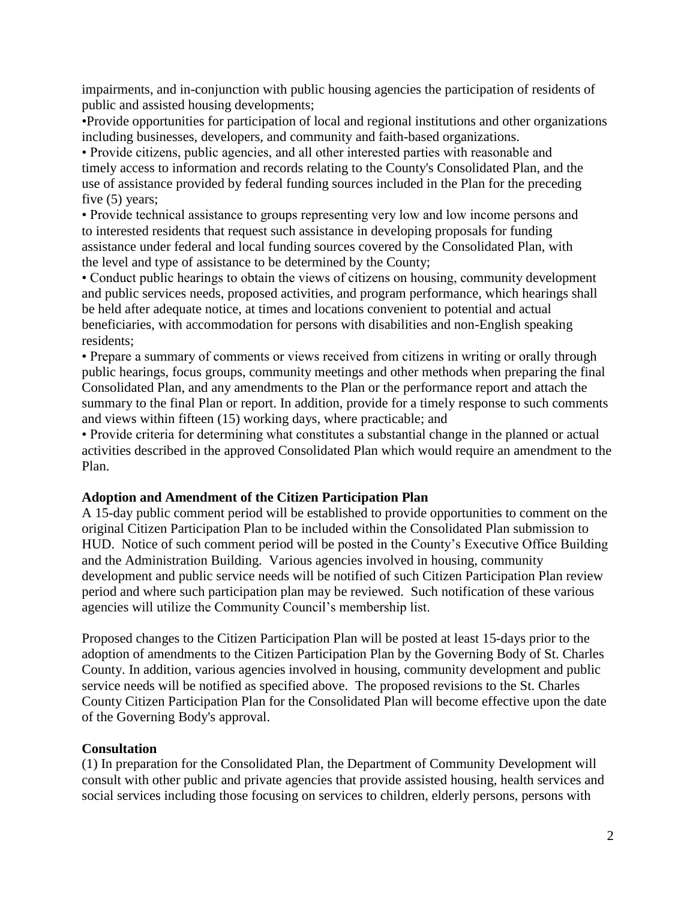impairments, and in-conjunction with public housing agencies the participation of residents of public and assisted housing developments;

- Provide opportunities for participation of local and regional institutions and other organizations including businesses, developers, and community and faith-based organizations.
- Provide citizens, public agencies, and all other interested parties with reasonable and timely access to information and records relating to the County's Consolidated Plan, and the use of assistance provided by federal funding sources included in the Plan for the preceding five (5) years;
- Provide technical assistance to groups representing very low and low income persons and to interested residents that request such assistance in developing proposals for funding assistance under federal and local funding sources covered by the Consolidated Plan, with the level and type of assistance to be determined by the County;
- Conduct public hearings to obtain the views of citizens on housing, community development and public services needs, proposed activities, and program performance, which hearings shall be held after adequate notice, at times and locations convenient to potential and actual beneficiaries, with accommodation for persons with disabilities and non-English speaking residents;
- Prepare a summary of comments or views received from citizens in writing or orally through public hearings, focus groups, community meetings and other methods when preparing the final Consolidated Plan, and any amendments to the Plan or the performance report and attach the summary to the final Plan or report. In addition, provide for a timely response to such comments and views within fifteen (15) working days, where practicable; and
- Provide criteria for determining what constitutes a substantial change in the planned or actual activities described in the approved Consolidated Plan which would require an amendment to the Plan.

**Adoption and Amendment of the Citizen Participation Plan**

A 15-day public comment period will be established to provide opportunities to comment on the original Citizen Participation Plan to be included within the Consolidated Plan submission to HUD. Notice of such comment period will be posted in the County's Executive Office Building and the Administration Building. Various agencies involved in housing, community development and public service needs will be notified of such Citizen Participation Plan review period and where such participation plan may be reviewed. Such notification of these various agencies will utilize the Community Council's membership list.

Proposed changes to the Citizen Participation Plan will be posted at least 15-days prior to the adoption of amendments to the Citizen Participation Plan by the Governing Body of St. Charles County. In addition, various agencies involved in housing, community development and public service needs will be notified as specified above. The proposed revisions to the St. Charles County Citizen Participation Plan for the Consolidated Plan will become effective upon the date of the Governing Body's approval.

**Consultation**

(1) In preparation for the Consolidated Plan, the Department of Community Development will consult with other public and private agencies that provide assisted housing, health services and social services including those focusing on services to children, elderly persons, persons with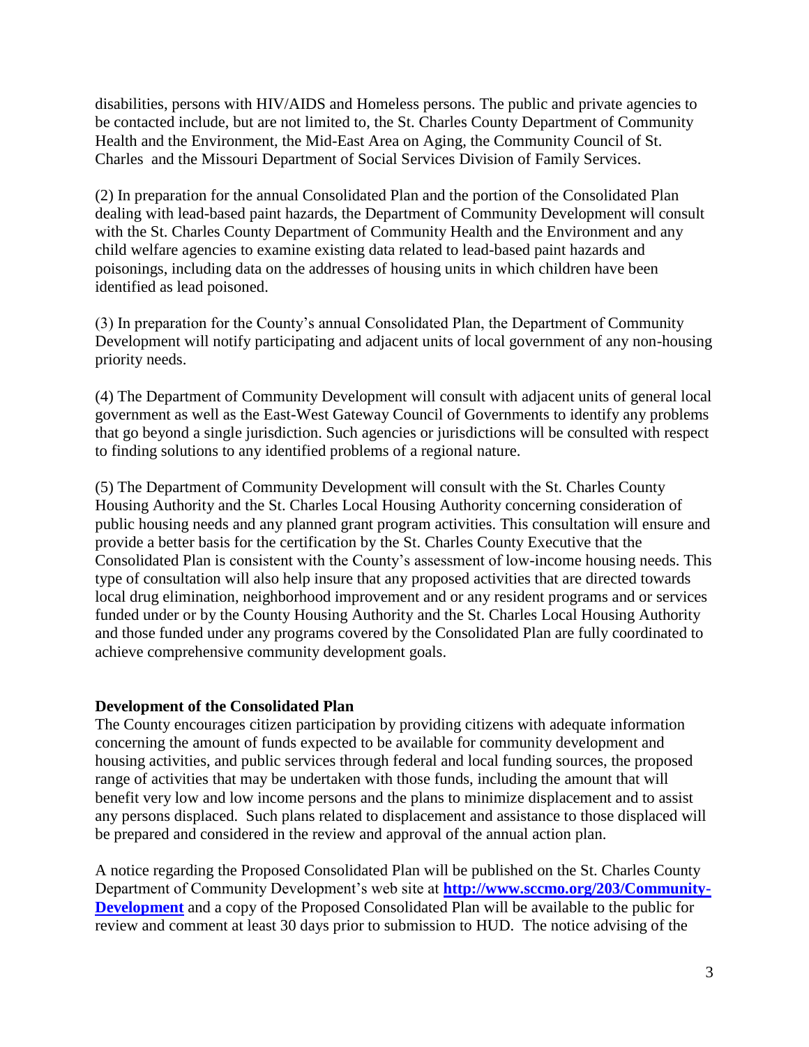disabilities, persons with HIV/AIDS and Homeless persons. The public and private agencies to be contacted include, but are not limited to, the St. Charles County Department of Community Health and the Environment, the Mid-East Area on Aging, the Community Council of St. Charles and the Missouri Department of Social Services Division of Family Services.

(2) In preparation for the annual Consolidated Plan and the portion of the Consolidated Plan dealing with lead-based paint hazards, the Department of Community Development will consult with the St. Charles County Department of Community Health and the Environment and any child welfare agencies to examine existing data related to lead-based paint hazards and poisonings, including data on the addresses of housing units in which children have been identified as lead poisoned.

(3) In preparation for the County's annual Consolidated Plan, the Department of Community Development will notify participating and adjacent units of local government of any non-housing priority needs.

(4) The Department of Community Development will consult with adjacent units of general local government as well as the East-West Gateway Council of Governments to identify any problems that go beyond a single jurisdiction. Such agencies or jurisdictions will be consulted with respect to finding solutions to any identified problems of a regional nature.

(5) The Department of Community Development will consult with the St. Charles County Housing Authority and the St. Charles Local Housing Authority concerning consideration of public housing needs and any planned grant program activities. This consultation will ensure and provide a better basis for the certification by the St. Charles County Executive that the Consolidated Plan is consistent with the County's assessment of low-income housing needs. This type of consultation will also help insure that any proposed activities that are directed towards local drug elimination, neighborhood improvement and or any resident programs and or services funded under or by the County Housing Authority and the St. Charles Local Housing Authority and those funded under any programs covered by the Consolidated Plan are fully coordinated to achieve comprehensive community development goals.

**Development of the Consolidated Plan**

The County encourages citizen participation by providing citizens with adequate information concerning the amount of funds expected to be available for community development and housing activities, and public services through federal and local funding sources, the proposed range of activities that may be undertaken with those funds, including the amount that will benefit very low and low income persons and the plans to minimize displacement and to assist any persons displaced. Such plans related to displacement and assistance to those displaced will be prepared and considered in the review and approval of the annual action plan.

A notice regarding the Proposed Consolidated Plan will be published on the St. Charles County Department of Community Development's web site at **[http://www.sccmo.org/203/Community-Development](http://www.sccmo.org/203/Community-Development)** and a copy of the Proposed Consolidated Plan will be available to the public for review and comment at least 30 days prior to submission to HUD. The notice advising of the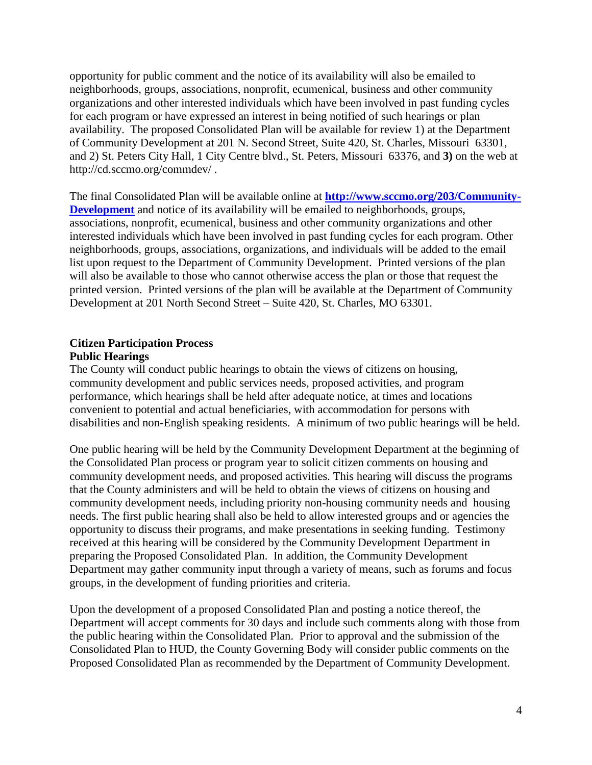opportunity for public comment and the notice of its availability will also be emailed to neighborhoods, groups, associations, nonprofit, ecumenical, business and other community organizations and other interested individuals which have been involved in past funding cycles for each program or have expressed an interest in being notified of such hearings or plan availability. The proposed Consolidated Plan will be available for review 1) at the Department of Community Development at 201 N. Second Street, Suite 420, St. Charles, Missouri 63301, and 2) St. Peters City Hall, 1 City Centre blvd., St. Peters, Missouri 63376, and **3)** on the web at http://cd.sccmo.org/commdev/ .

The final Consolidated Plan will be available online at **[http://www.sccmo.org/203/Community-Development](http://www.sccmo.org/203/Community-Development)** and notice of its availability will be emailed to neighborhoods, groups, associations, nonprofit, ecumenical, business and other community organizations and other interested individuals which have been involved in past funding cycles for each program. Other neighborhoods, groups, associations, organizations, and individuals will be added to the email list upon request to the Department of Community Development. Printed versions of the plan will also be available to those who cannot otherwise access the plan or those that request the printed version. Printed versions of the plan will be available at the Department of Community Development at 201 North Second Street – Suite 420, St. Charles, MO 63301.

**Citizen Participation Process**

**Public Hearings**

The County will conduct public hearings to obtain the views of citizens on housing, community development and public services needs, proposed activities, and program performance, which hearings shall be held after adequate notice, at times and locations convenient to potential and actual beneficiaries, with accommodation for persons with disabilities and non-English speaking residents. A minimum of two public hearings will be held.

One public hearing will be held by the Community Development Department at the beginning of the Consolidated Plan process or program year to solicit citizen comments on housing and community development needs, and proposed activities. This hearing will discuss the programs that the County administers and will be held to obtain the views of citizens on housing and community development needs, including priority non-housing community needs and housing needs. The first public hearing shall also be held to allow interested groups and or agencies the opportunity to discuss their programs, and make presentations in seeking funding. Testimony received at this hearing will be considered by the Community Development Department in preparing the Proposed Consolidated Plan. In addition, the Community Development Department may gather community input through a variety of means, such as forums and focus groups, in the development of funding priorities and criteria.

Upon the development of a proposed Consolidated Plan and posting a notice thereof, the Department will accept comments for 30 days and include such comments along with those from the public hearing within the Consolidated Plan. Prior to approval and the submission of the Consolidated Plan to HUD, the County Governing Body will consider public comments on the Proposed Consolidated Plan as recommended by the Department of Community Development.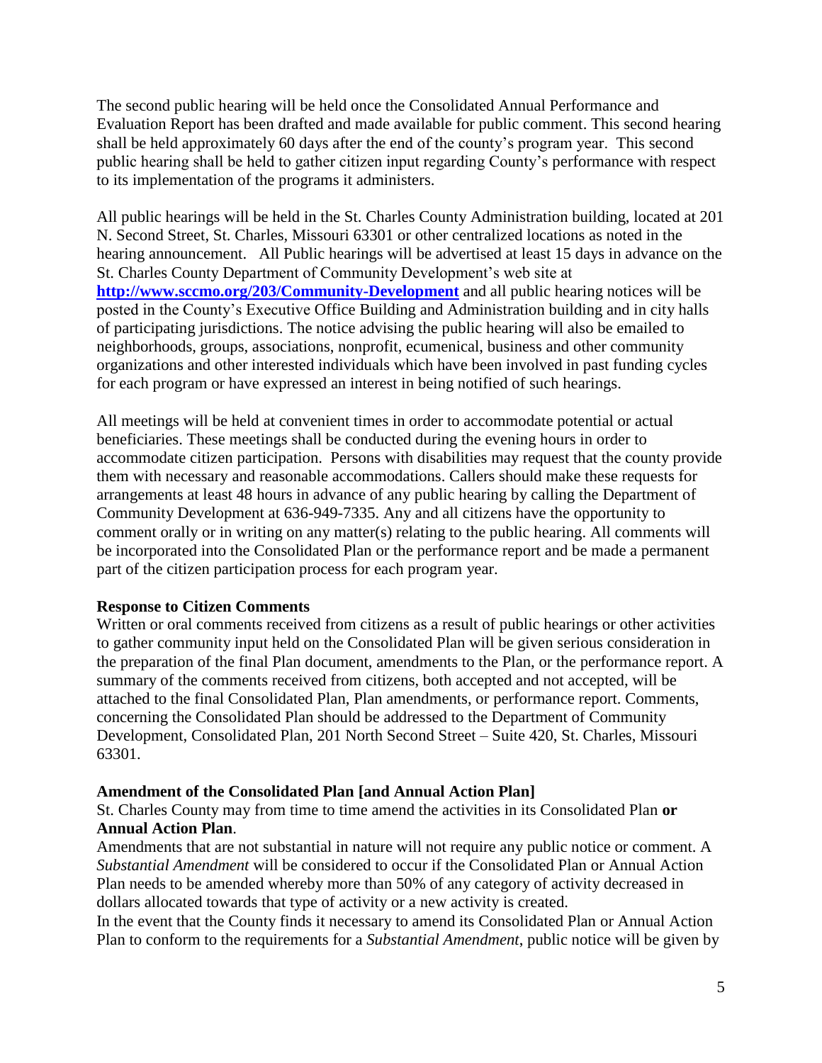The second public hearing will be held once the Consolidated Annual Performance and Evaluation Report has been drafted and made available for public comment. This second hearing shall be held approximately 60 days after the end of the county's program year. This second public hearing shall be held to gather citizen input regarding County's performance with respect to its implementation of the programs it administers.

All public hearings will be held in the St. Charles County Administration building, located at 201 N. Second Street, St. Charles, Missouri 63301 or other centralized locations as noted in the hearing announcement. All Public hearings will be advertised at least 15 days in advance on the St. Charles County Department of Community Development's web site at **[http://www.sccmo.org/203/Community-Development](http://www.sccmo.org/203/Community-Development)** and all public hearing notices will be posted in the County's Executive Office Building and Administration building and in city halls of participating jurisdictions. The notice advising the public hearing will also be emailed to neighborhoods, groups, associations, nonprofit, ecumenical, business and other community organizations and other interested individuals which have been involved in past funding cycles for each program or have expressed an interest in being notified of such hearings.

All meetings will be held at convenient times in order to accommodate potential or actual beneficiaries. These meetings shall be conducted during the evening hours in order to accommodate citizen participation. Persons with disabilities may request that the county provide them with necessary and reasonable accommodations. Callers should make these requests for arrangements at least 48 hours in advance of any public hearing by calling the Department of Community Development at 636-949-7335. Any and all citizens have the opportunity to comment orally or in writing on any matter(s) relating to the public hearing. All comments will be incorporated into the Consolidated Plan or the performance report and be made a permanent part of the citizen participation process for each program year.

**Response to Citizen Comments**

Written or oral comments received from citizens as a result of public hearings or other activities to gather community input held on the Consolidated Plan will be given serious consideration in the preparation of the final Plan document, amendments to the Plan, or the performance report. A summary of the comments received from citizens, both accepted and not accepted, will be attached to the final Consolidated Plan, Plan amendments, or performance report. Comments, concerning the Consolidated Plan should be addressed to the Department of Community Development, Consolidated Plan, 201 North Second Street – Suite 420, St. Charles, Missouri 63301.

**Amendment of the Consolidated Plan [and Annual Action Plan]**

St. Charles County may from time to time amend the activities in its Consolidated Plan **or Annual Action Plan**.

Amendments that are not substantial in nature will not require any public notice or comment. A *Substantial Amendment* will be considered to occur if the Consolidated Plan or Annual Action Plan needs to be amended whereby more than 50% of any category of activity decreased in dollars allocated towards that type of activity or a new activity is created.

In the event that the County finds it necessary to amend its Consolidated Plan or Annual Action Plan to conform to the requirements for a *Substantial Amendment*, public notice will be given by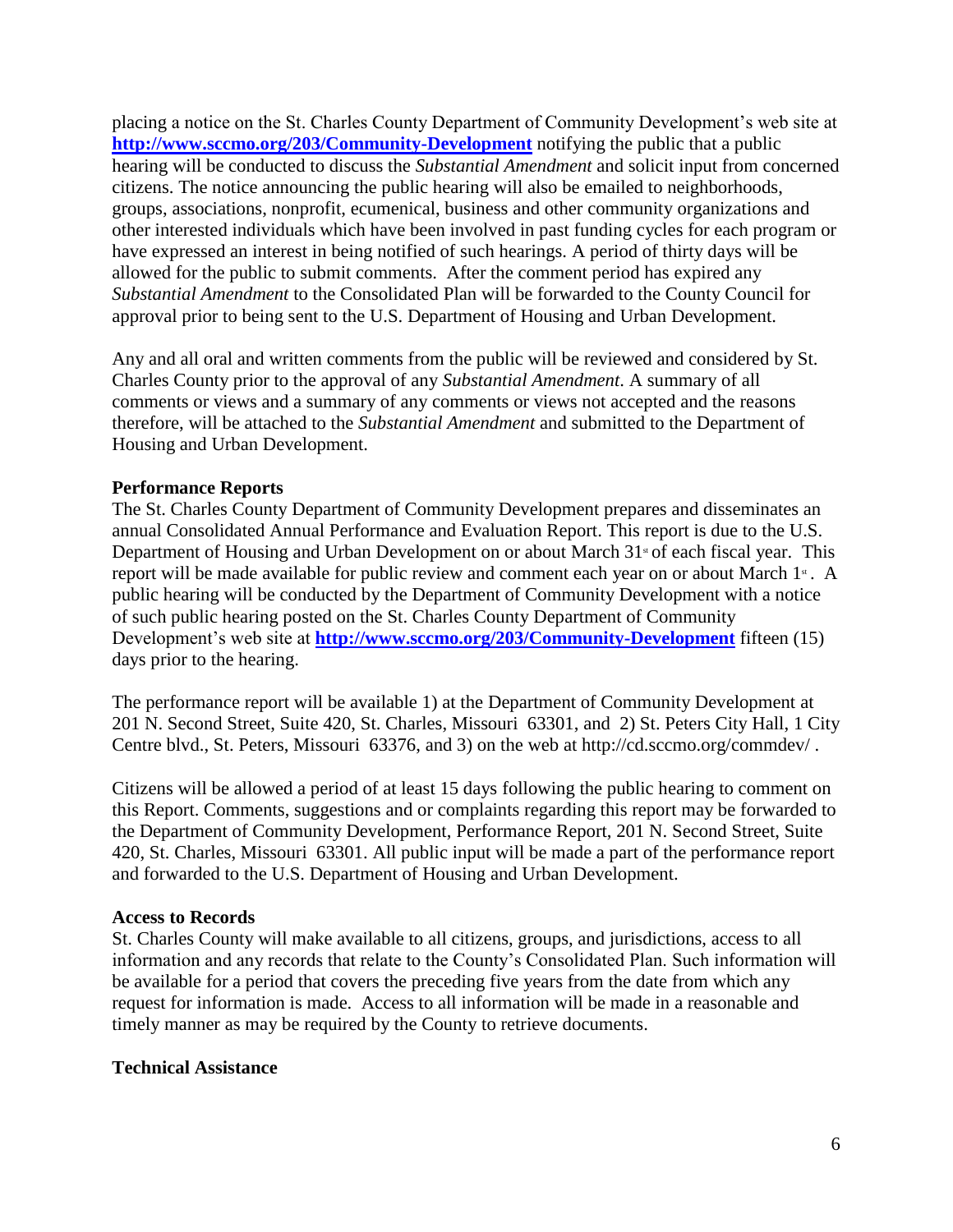placing a notice on the St. Charles County Department of Community Development's web site at **http://www.sccmo.org/203/Community-Development** notifying the public that a public hearing will be conducted to discuss the *Substantial Amendment* and solicit input from concerned citizens. The notice announcing the public hearing will also be emailed to neighborhoods, groups, associations, nonprofit, ecumenical, business and other community organizations and other interested individuals which have been involved in past funding cycles for each program or have expressed an interest in being notified of such hearings. A period of thirty days will be allowed for the public to submit comments. After the comment period has expired any *Substantial Amendment* to the Consolidated Plan will be forwarded to the County Council for approval prior to being sent to the U.S. Department of Housing and Urban Development.

Any and all oral and written comments from the public will be reviewed and considered by St. Charles County prior to the approval of any *Substantial Amendment*. A summary of all comments or views and a summary of any comments or views not accepted and the reasons therefore, will be attached to the *Substantial Amendment* and submitted to the Department of Housing and Urban Development.

**Performance Reports**

The St. Charles County Department of Community Development prepares and disseminates an annual Consolidated Annual Performance and Evaluation Report. This report is due to the U.S. Department of Housing and Urban Development on or about March 31st of each fiscal year. This report will be made available for public review and comment each year on or about March 1st. A public hearing will be conducted by the Department of Community Development with a notice of such public hearing posted on the St. Charles County Department of Community Development's web site at **http://www.sccmo.org/203/Community-Development** fifteen (15) days prior to the hearing.

The performance report will be available 1) at the Department of Community Development at 201 N. Second Street, Suite 420, St. Charles, Missouri 63301, and 2) St. Peters City Hall, 1 City Centre blvd., St. Peters, Missouri 63376, and 3) on the web at http://cd.sccmo.org/commdev/ .

Citizens will be allowed a period of at least 15 days following the public hearing to comment on this Report. Comments, suggestions and or complaints regarding this report may be forwarded to the Department of Community Development, Performance Report, 201 N. Second Street, Suite 420, St. Charles, Missouri 63301. All public input will be made a part of the performance report and forwarded to the U.S. Department of Housing and Urban Development.

**Access to Records**

St. Charles County will make available to all citizens, groups, and jurisdictions, access to all information and any records that relate to the County's Consolidated Plan. Such information will be available for a period that covers the preceding five years from the date from which any request for information is made. Access to all information will be made in a reasonable and timely manner as may be required by the County to retrieve documents.

**Technical Assistance**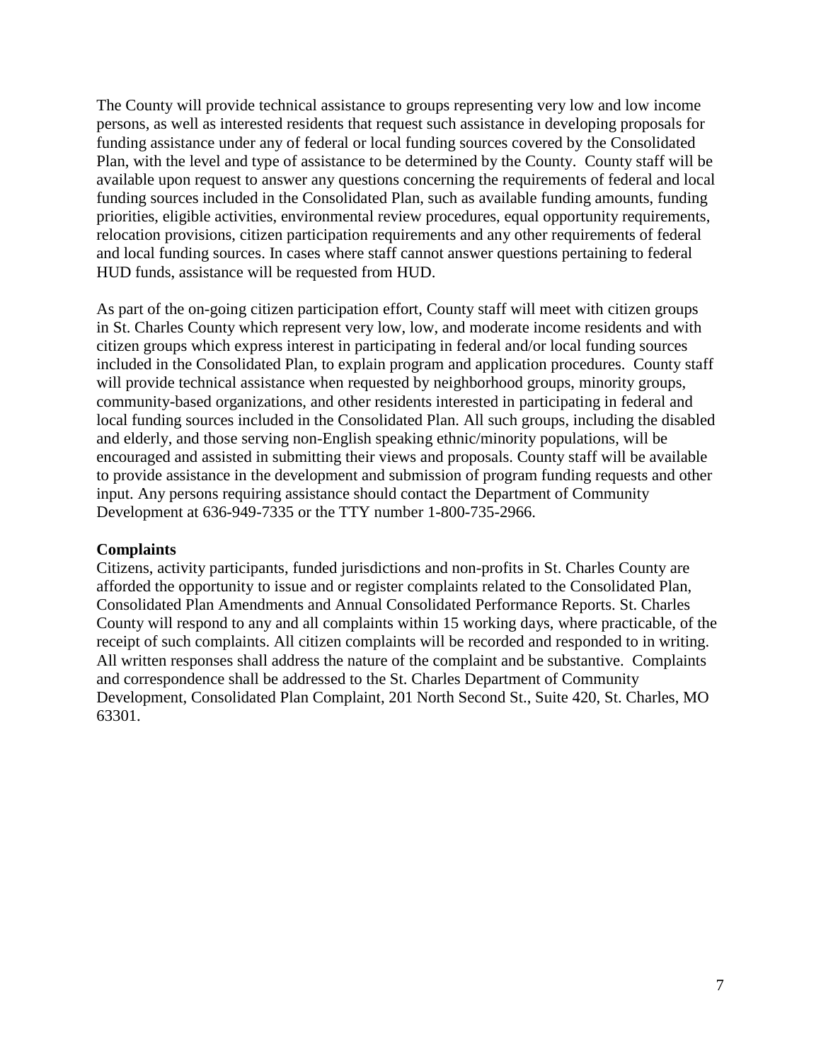The County will provide technical assistance to groups representing very low and low income persons, as well as interested residents that request such assistance in developing proposals for funding assistance under any of federal or local funding sources covered by the Consolidated Plan, with the level and type of assistance to be determined by the County. County staff will be available upon request to answer any questions concerning the requirements of federal and local funding sources included in the Consolidated Plan, such as available funding amounts, funding priorities, eligible activities, environmental review procedures, equal opportunity requirements, relocation provisions, citizen participation requirements and any other requirements of federal and local funding sources. In cases where staff cannot answer questions pertaining to federal HUD funds, assistance will be requested from HUD.

As part of the on-going citizen participation effort, County staff will meet with citizen groups in St. Charles County which represent very low, low, and moderate income residents and with citizen groups which express interest in participating in federal and/or local funding sources included in the Consolidated Plan, to explain program and application procedures. County staff will provide technical assistance when requested by neighborhood groups, minority groups, community-based organizations, and other residents interested in participating in federal and local funding sources included in the Consolidated Plan. All such groups, including the disabled and elderly, and those serving non-English speaking ethnic/minority populations, will be encouraged and assisted in submitting their views and proposals. County staff will be available to provide assistance in the development and submission of program funding requests and other input. Any persons requiring assistance should contact the Department of Community Development at 636-949-7335 or the TTY number 1-800-735-2966.

**Complaints**

Citizens, activity participants, funded jurisdictions and non-profits in St. Charles County are afforded the opportunity to issue and or register complaints related to the Consolidated Plan, Consolidated Plan Amendments and Annual Consolidated Performance Reports. St. Charles County will respond to any and all complaints within 15 working days, where practicable, of the receipt of such complaints. All citizen complaints will be recorded and responded to in writing. All written responses shall address the nature of the complaint and be substantive. Complaints and correspondence shall be addressed to the St. Charles Department of Community Development, Consolidated Plan Complaint, 201 North Second St., Suite 420, St. Charles, MO 63301.